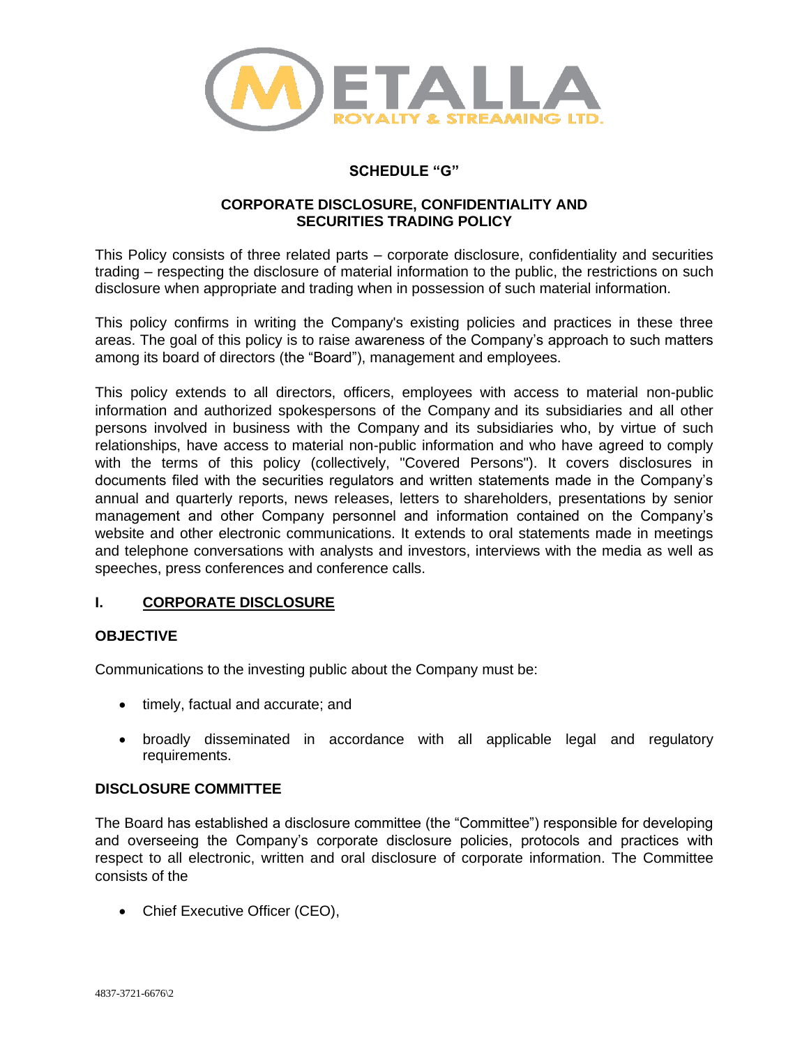METALLA ROYALTY & STREAMING LTD.

**SCHEDULE "G"**

**CORPORATE DISCLOSURE, CONFIDENTIALITY AND SECURITIES TRADING POLICY**

This Policy consists of three related parts – corporate disclosure, confidentiality and securities trading – respecting the disclosure of material information to the public, the restrictions on such disclosure when appropriate and trading when in possession of such material information.

This policy confirms in writing the Company's existing policies and practices in these three areas. The goal of this policy is to raise awareness of the Company's approach to such matters among its board of directors (the "Board"), management and employees.

This policy extends to all directors, officers, employees with access to material non-public information and authorized spokespersons of the Company and its subsidiaries and all other persons involved in business with the Company and its subsidiaries who, by virtue of such relationships, have access to material non-public information and who have agreed to comply with the terms of this policy (collectively, "Covered Persons"). It covers disclosures in documents filed with the securities regulators and written statements made in the Company's annual and quarterly reports, news releases, letters to shareholders, presentations by senior management and other Company personnel and information contained on the Company's website and other electronic communications. It extends to oral statements made in meetings and telephone conversations with analysts and investors, interviews with the media as well as speeches, press conferences and conference calls.

## I. CORPORATE DISCLOSURE

### OBJECTIVE

Communications to the investing public about the Company must be:

- timely, factual and accurate; and
- broadly disseminated in accordance with all applicable legal and regulatory requirements.

### DISCLOSURE COMMITTEE

The Board has established a disclosure committee (the "Committee") responsible for developing and overseeing the Company's corporate disclosure policies, protocols and practices with respect to all electronic, written and oral disclosure of corporate information. The Committee consists of the

- Chief Executive Officer (CEO),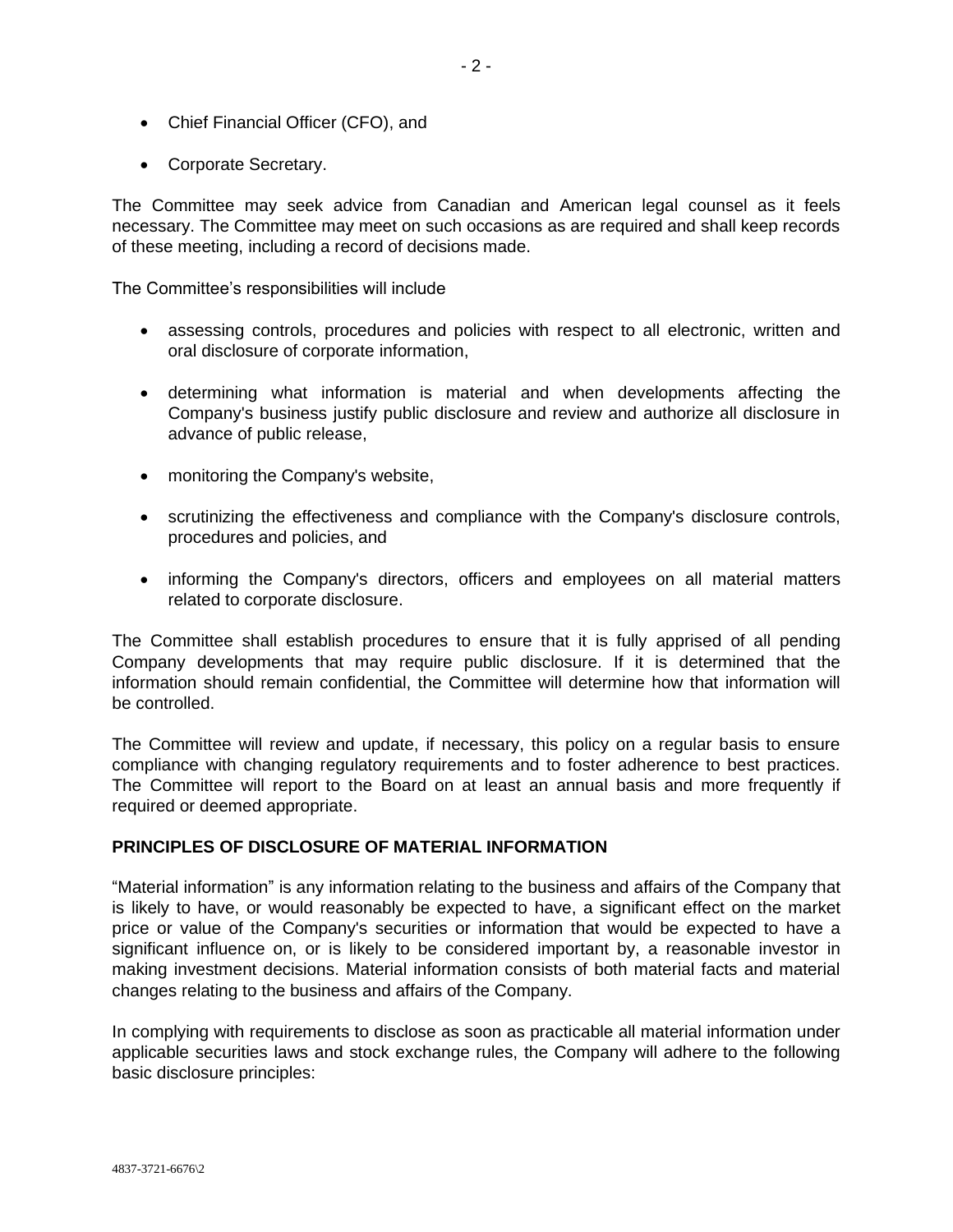- Chief Financial Officer (CFO), and
- Corporate Secretary.

The Committee may seek advice from Canadian and American legal counsel as it feels necessary. The Committee may meet on such occasions as are required and shall keep records of these meeting, including a record of decisions made.

The Committee's responsibilities will include

- assessing controls, procedures and policies with respect to all electronic, written and oral disclosure of corporate information,
- determining what information is material and when developments affecting the Company's business justify public disclosure and review and authorize all disclosure in advance of public release,
- monitoring the Company's website,
- scrutinizing the effectiveness and compliance with the Company's disclosure controls, procedures and policies, and
- informing the Company's directors, officers and employees on all material matters related to corporate disclosure.

The Committee shall establish procedures to ensure that it is fully apprised of all pending Company developments that may require public disclosure. If it is determined that the information should remain confidential, the Committee will determine how that information will be controlled.

The Committee will review and update, if necessary, this policy on a regular basis to ensure compliance with changing regulatory requirements and to foster adherence to best practices. The Committee will report to the Board on at least an annual basis and more frequently if required or deemed appropriate.

**PRINCIPLES OF DISCLOSURE OF MATERIAL INFORMATION**

"Material information" is any information relating to the business and affairs of the Company that is likely to have, or would reasonably be expected to have, a significant effect on the market price or value of the Company's securities or information that would be expected to have a significant influence on, or is likely to be considered important by, a reasonable investor in making investment decisions. Material information consists of both material facts and material changes relating to the business and affairs of the Company.

In complying with requirements to disclose as soon as practicable all material information under applicable securities laws and stock exchange rules, the Company will adhere to the following basic disclosure principles: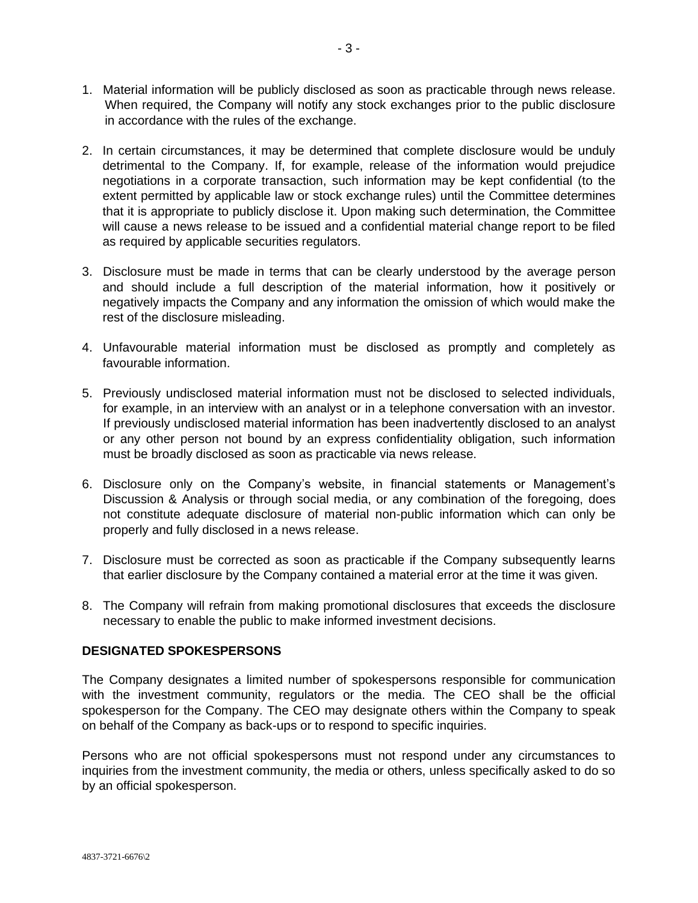1. Material information will be publicly disclosed as soon as practicable through news release. When required, the Company will notify any stock exchanges prior to the public disclosure in accordance with the rules of the exchange.

2. In certain circumstances, it may be determined that complete disclosure would be unduly detrimental to the Company. If, for example, release of the information would prejudice negotiations in a corporate transaction, such information may be kept confidential (to the extent permitted by applicable law or stock exchange rules) until the Committee determines that it is appropriate to publicly disclose it. Upon making such determination, the Committee will cause a news release to be issued and a confidential material change report to be filed as required by applicable securities regulators.

3. Disclosure must be made in terms that can be clearly understood by the average person and should include a full description of the material information, how it positively or negatively impacts the Company and any information the omission of which would make the rest of the disclosure misleading.

4. Unfavourable material information must be disclosed as promptly and completely as favourable information.

5. Previously undisclosed material information must not be disclosed to selected individuals, for example, in an interview with an analyst or in a telephone conversation with an investor. If previously undisclosed material information has been inadvertently disclosed to an analyst or any other person not bound by an express confidentiality obligation, such information must be broadly disclosed as soon as practicable via news release.

6. Disclosure only on the Company's website, in financial statements or Management's Discussion & Analysis or through social media, or any combination of the foregoing, does not constitute adequate disclosure of material non-public information which can only be properly and fully disclosed in a news release.

7. Disclosure must be corrected as soon as practicable if the Company subsequently learns that earlier disclosure by the Company contained a material error at the time it was given.

8. The Company will refrain from making promotional disclosures that exceeds the disclosure necessary to enable the public to make informed investment decisions.

## DESIGNATED SPOKESPERSONS

The Company designates a limited number of spokespersons responsible for communication with the investment community, regulators or the media. The CEO shall be the official spokesperson for the Company. The CEO may designate others within the Company to speak on behalf of the Company as back-ups or to respond to specific inquiries.

Persons who are not official spokespersons must not respond under any circumstances to inquiries from the investment community, the media or others, unless specifically asked to do so by an official spokesperson.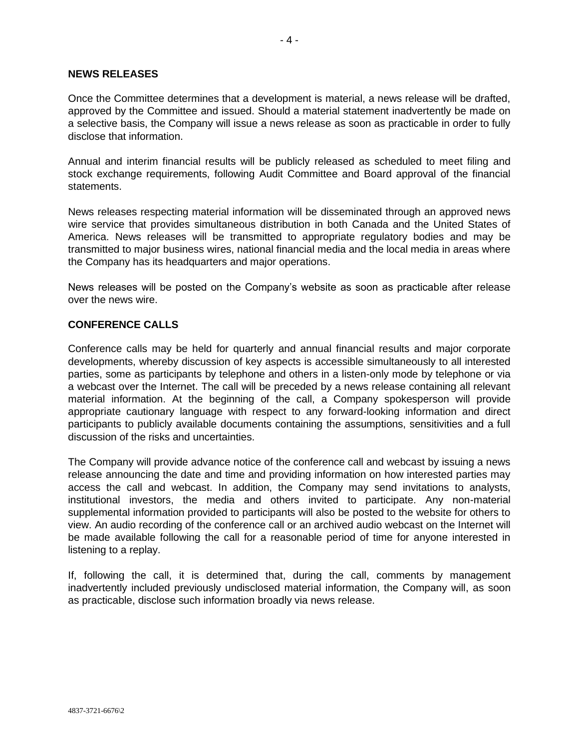## NEWS RELEASES

Once the Committee determines that a development is material, a news release will be drafted, approved by the Committee and issued. Should a material statement inadvertently be made on a selective basis, the Company will issue a news release as soon as practicable in order to fully disclose that information.

Annual and interim financial results will be publicly released as scheduled to meet filing and stock exchange requirements, following Audit Committee and Board approval of the financial statements.

News releases respecting material information will be disseminated through an approved news wire service that provides simultaneous distribution in both Canada and the United States of America. News releases will be transmitted to appropriate regulatory bodies and may be transmitted to major business wires, national financial media and the local media in areas where the Company has its headquarters and major operations.

News releases will be posted on the Company's website as soon as practicable after release over the news wire.

## CONFERENCE CALLS

Conference calls may be held for quarterly and annual financial results and major corporate developments, whereby discussion of key aspects is accessible simultaneously to all interested parties, some as participants by telephone and others in a listen-only mode by telephone or via a webcast over the Internet. The call will be preceded by a news release containing all relevant material information. At the beginning of the call, a Company spokesperson will provide appropriate cautionary language with respect to any forward-looking information and direct participants to publicly available documents containing the assumptions, sensitivities and a full discussion of the risks and uncertainties.

The Company will provide advance notice of the conference call and webcast by issuing a news release announcing the date and time and providing information on how interested parties may access the call and webcast. In addition, the Company may send invitations to analysts, institutional investors, the media and others invited to participate. Any non-material supplemental information provided to participants will also be posted to the website for others to view. An audio recording of the conference call or an archived audio webcast on the Internet will be made available following the call for a reasonable period of time for anyone interested in listening to a replay.

If, following the call, it is determined that, during the call, comments by management inadvertently included previously undisclosed material information, the Company will, as soon as practicable, disclose such information broadly via news release.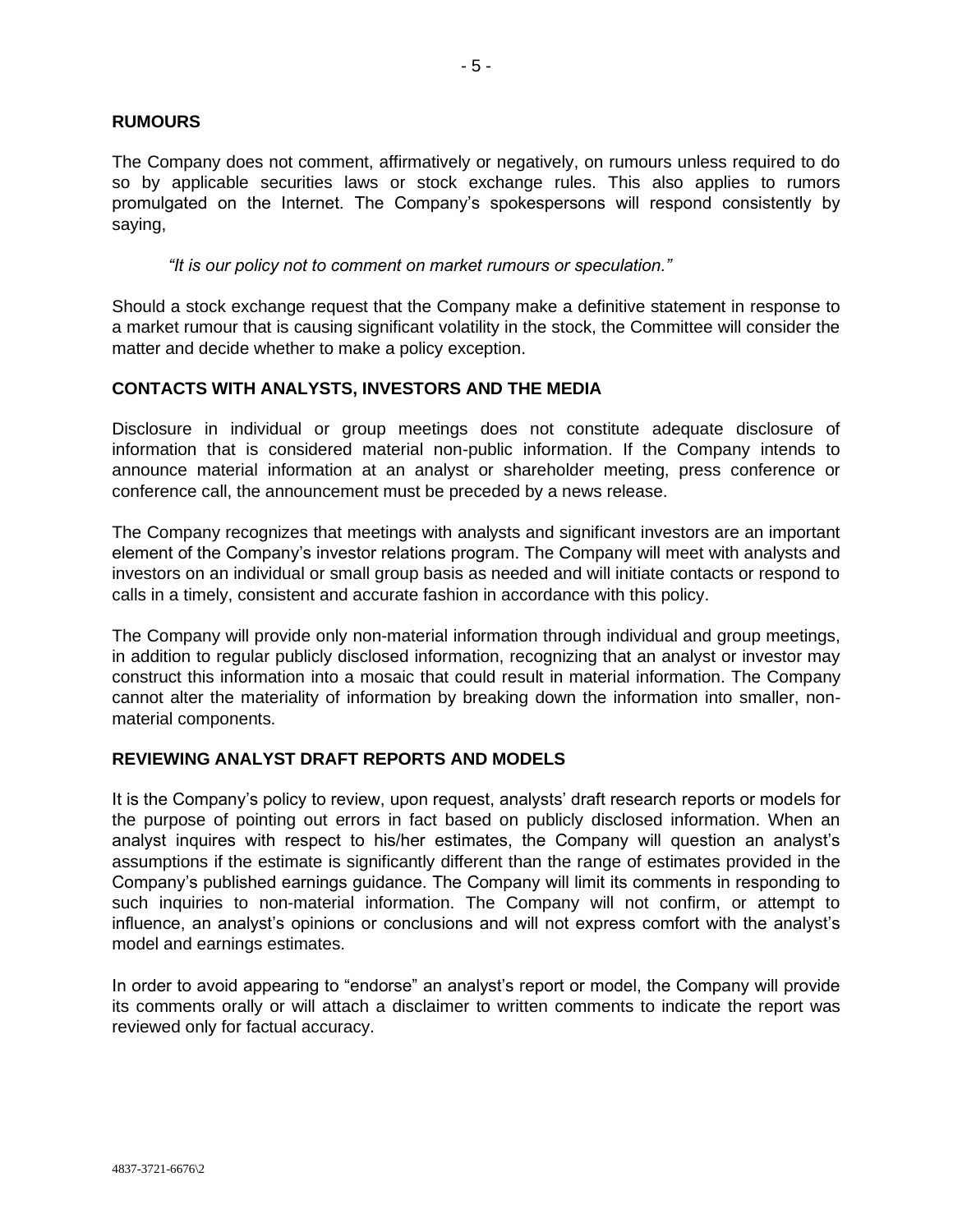## RUMOURS

The Company does not comment, affirmatively or negatively, on rumours unless required to do so by applicable securities laws or stock exchange rules. This also applies to rumors promulgated on the Internet. The Company's spokespersons will respond consistently by saying,

> *"It is our policy not to comment on market rumours or speculation."*

Should a stock exchange request that the Company make a definitive statement in response to a market rumour that is causing significant volatility in the stock, the Committee will consider the matter and decide whether to make a policy exception.

## CONTACTS WITH ANALYSTS, INVESTORS AND THE MEDIA

Disclosure in individual or group meetings does not constitute adequate disclosure of information that is considered material non-public information. If the Company intends to announce material information at an analyst or shareholder meeting, press conference or conference call, the announcement must be preceded by a news release.

The Company recognizes that meetings with analysts and significant investors are an important element of the Company's investor relations program. The Company will meet with analysts and investors on an individual or small group basis as needed and will initiate contacts or respond to calls in a timely, consistent and accurate fashion in accordance with this policy.

The Company will provide only non-material information through individual and group meetings, in addition to regular publicly disclosed information, recognizing that an analyst or investor may construct this information into a mosaic that could result in material information. The Company cannot alter the materiality of information by breaking down the information into smaller, non-material components.

## REVIEWING ANALYST DRAFT REPORTS AND MODELS

It is the Company's policy to review, upon request, analysts' draft research reports or models for the purpose of pointing out errors in fact based on publicly disclosed information. When an analyst inquires with respect to his/her estimates, the Company will question an analyst's assumptions if the estimate is significantly different than the range of estimates provided in the Company's published earnings guidance. The Company will limit its comments in responding to such inquiries to non-material information. The Company will not confirm, or attempt to influence, an analyst's opinions or conclusions and will not express comfort with the analyst's model and earnings estimates.

In order to avoid appearing to "endorse" an analyst's report or model, the Company will provide its comments orally or will attach a disclaimer to written comments to indicate the report was reviewed only for factual accuracy.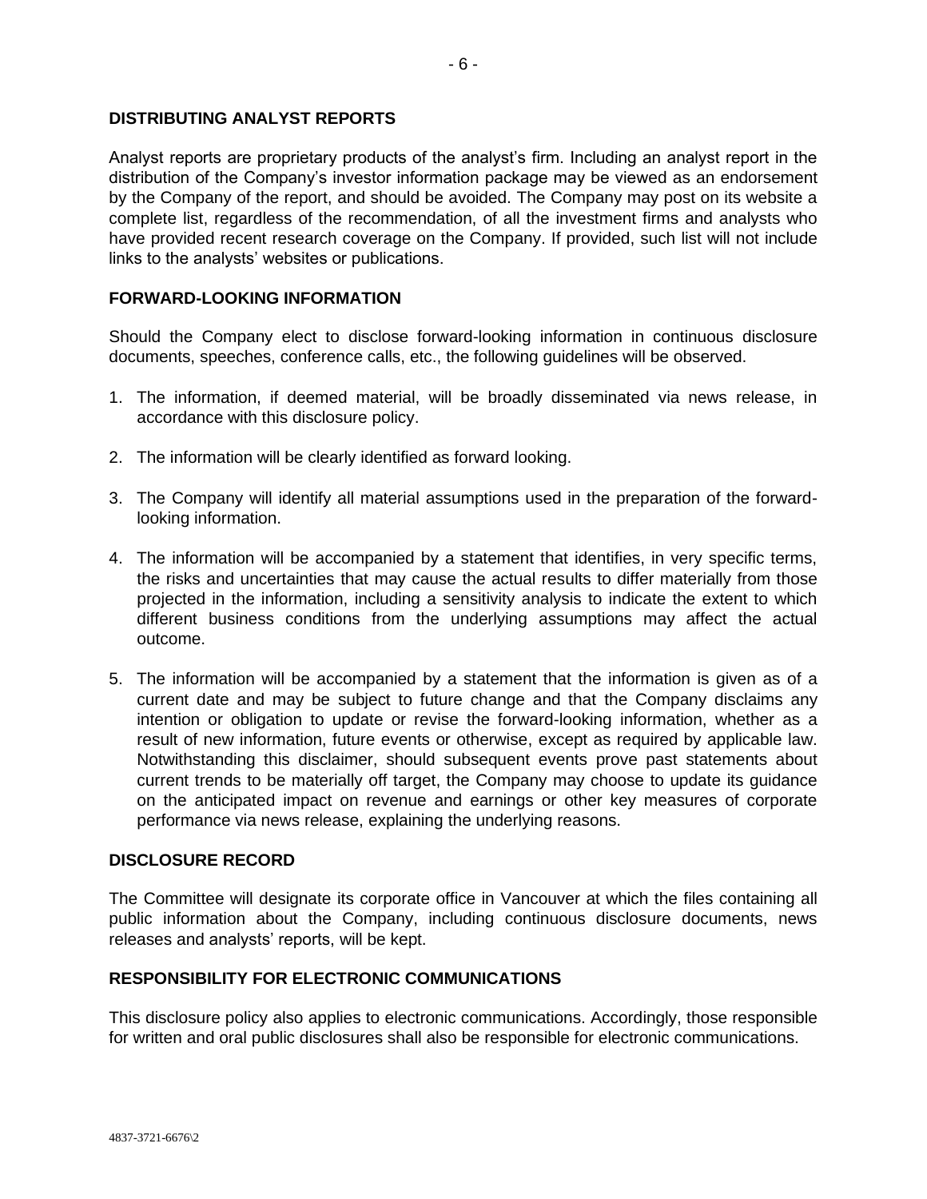## DISTRIBUTING ANALYST REPORTS

Analyst reports are proprietary products of the analyst's firm. Including an analyst report in the distribution of the Company's investor information package may be viewed as an endorsement by the Company of the report, and should be avoided. The Company may post on its website a complete list, regardless of the recommendation, of all the investment firms and analysts who have provided recent research coverage on the Company. If provided, such list will not include links to the analysts' websites or publications.

## FORWARD-LOOKING INFORMATION

Should the Company elect to disclose forward-looking information in continuous disclosure documents, speeches, conference calls, etc., the following guidelines will be observed.

1. The information, if deemed material, will be broadly disseminated via news release, in accordance with this disclosure policy.

2. The information will be clearly identified as forward looking.

3. The Company will identify all material assumptions used in the preparation of the forward-looking information.

4. The information will be accompanied by a statement that identifies, in very specific terms, the risks and uncertainties that may cause the actual results to differ materially from those projected in the information, including a sensitivity analysis to indicate the extent to which different business conditions from the underlying assumptions may affect the actual outcome.

5. The information will be accompanied by a statement that the information is given as of a current date and may be subject to future change and that the Company disclaims any intention or obligation to update or revise the forward-looking information, whether as a result of new information, future events or otherwise, except as required by applicable law. Notwithstanding this disclaimer, should subsequent events prove past statements about current trends to be materially off target, the Company may choose to update its guidance on the anticipated impact on revenue and earnings or other key measures of corporate performance via news release, explaining the underlying reasons.

## DISCLOSURE RECORD

The Committee will designate its corporate office in Vancouver at which the files containing all public information about the Company, including continuous disclosure documents, news releases and analysts' reports, will be kept.

## RESPONSIBILITY FOR ELECTRONIC COMMUNICATIONS

This disclosure policy also applies to electronic communications. Accordingly, those responsible for written and oral public disclosures shall also be responsible for electronic communications.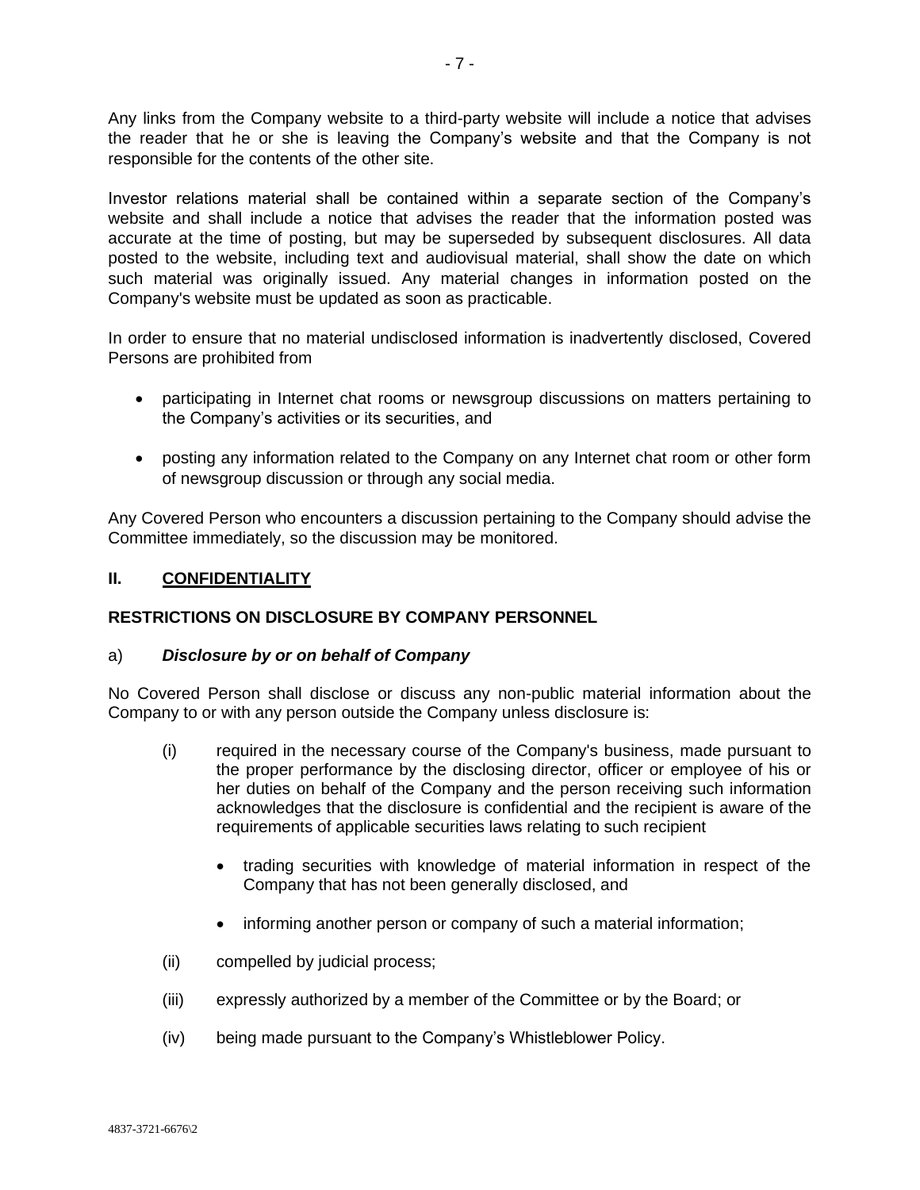Any links from the Company website to a third-party website will include a notice that advises the reader that he or she is leaving the Company's website and that the Company is not responsible for the contents of the other site.

Investor relations material shall be contained within a separate section of the Company's website and shall include a notice that advises the reader that the information posted was accurate at the time of posting, but may be superseded by subsequent disclosures. All data posted to the website, including text and audiovisual material, shall show the date on which such material was originally issued. Any material changes in information posted on the Company's website must be updated as soon as practicable.

In order to ensure that no material undisclosed information is inadvertently disclosed, Covered Persons are prohibited from

- participating in Internet chat rooms or newsgroup discussions on matters pertaining to the Company's activities or its securities, and
- posting any information related to the Company on any Internet chat room or other form of newsgroup discussion or through any social media.

Any Covered Person who encounters a discussion pertaining to the Company should advise the Committee immediately, so the discussion may be monitored.

## II. CONFIDENTIALITY

### RESTRICTIONS ON DISCLOSURE BY COMPANY PERSONNEL

a) ***Disclosure by or on behalf of Company***

No Covered Person shall disclose or discuss any non-public material information about the Company to or with any person outside the Company unless disclosure is:

(i) required in the necessary course of the Company's business, made pursuant to the proper performance by the disclosing director, officer or employee of his or her duties on behalf of the Company and the person receiving such information acknowledges that the disclosure is confidential and the recipient is aware of the requirements of applicable securities laws relating to such recipient

- trading securities with knowledge of material information in respect of the Company that has not been generally disclosed, and
- informing another person or company of such a material information;

(ii) compelled by judicial process;

(iii) expressly authorized by a member of the Committee or by the Board; or

(iv) being made pursuant to the Company's Whistleblower Policy.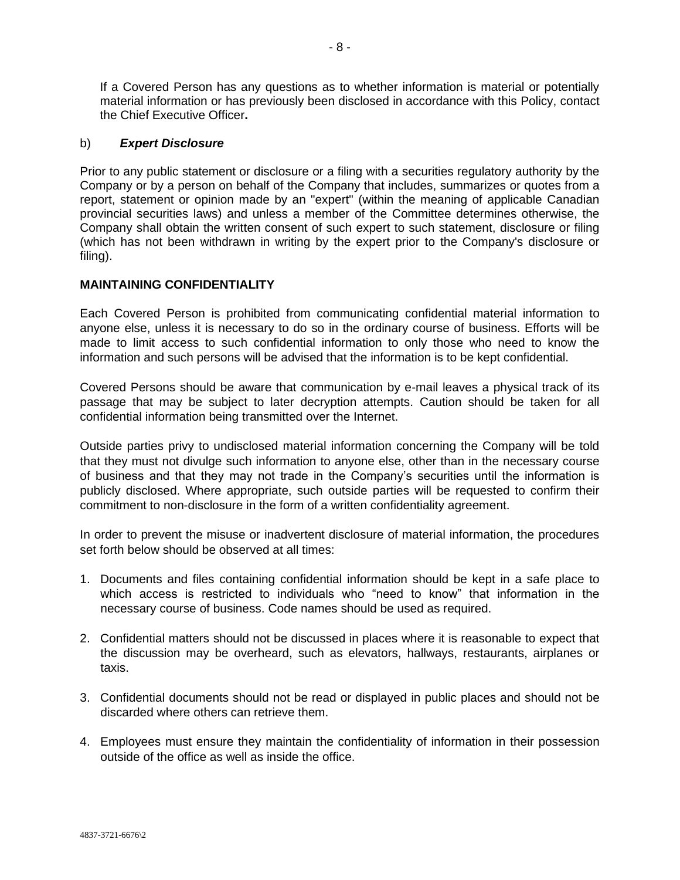If a Covered Person has any questions as to whether information is material or potentially material information or has previously been disclosed in accordance with this Policy, contact the Chief Executive Officer**.**

b) ***Expert Disclosure***

Prior to any public statement or disclosure or a filing with a securities regulatory authority by the Company or by a person on behalf of the Company that includes, summarizes or quotes from a report, statement or opinion made by an "expert" (within the meaning of applicable Canadian provincial securities laws) and unless a member of the Committee determines otherwise, the Company shall obtain the written consent of such expert to such statement, disclosure or filing (which has not been withdrawn in writing by the expert prior to the Company's disclosure or filing).

**MAINTAINING CONFIDENTIALITY**

Each Covered Person is prohibited from communicating confidential material information to anyone else, unless it is necessary to do so in the ordinary course of business. Efforts will be made to limit access to such confidential information to only those who need to know the information and such persons will be advised that the information is to be kept confidential.

Covered Persons should be aware that communication by e-mail leaves a physical track of its passage that may be subject to later decryption attempts. Caution should be taken for all confidential information being transmitted over the Internet.

Outside parties privy to undisclosed material information concerning the Company will be told that they must not divulge such information to anyone else, other than in the necessary course of business and that they may not trade in the Company's securities until the information is publicly disclosed. Where appropriate, such outside parties will be requested to confirm their commitment to non-disclosure in the form of a written confidentiality agreement.

In order to prevent the misuse or inadvertent disclosure of material information, the procedures set forth below should be observed at all times:

1. Documents and files containing confidential information should be kept in a safe place to which access is restricted to individuals who "need to know" that information in the necessary course of business. Code names should be used as required.

2. Confidential matters should not be discussed in places where it is reasonable to expect that the discussion may be overheard, such as elevators, hallways, restaurants, airplanes or taxis.

3. Confidential documents should not be read or displayed in public places and should not be discarded where others can retrieve them.

4. Employees must ensure they maintain the confidentiality of information in their possession outside of the office as well as inside the office.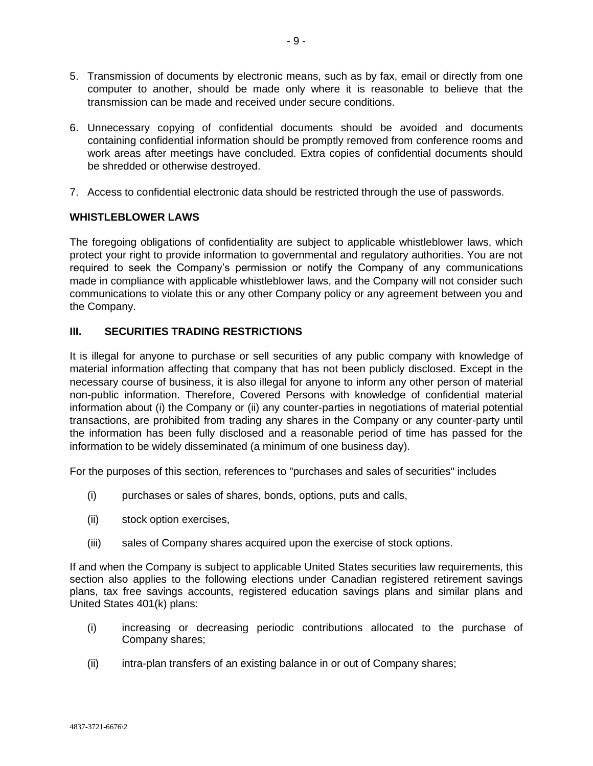5. Transmission of documents by electronic means, such as by fax, email or directly from one computer to another, should be made only where it is reasonable to believe that the transmission can be made and received under secure conditions.

6. Unnecessary copying of confidential documents should be avoided and documents containing confidential information should be promptly removed from conference rooms and work areas after meetings have concluded. Extra copies of confidential documents should be shredded or otherwise destroyed.

7. Access to confidential electronic data should be restricted through the use of passwords.

**WHISTLEBLOWER LAWS**

The foregoing obligations of confidentiality are subject to applicable whistleblower laws, which protect your right to provide information to governmental and regulatory authorities. You are not required to seek the Company's permission or notify the Company of any communications made in compliance with applicable whistleblower laws, and the Company will not consider such communications to violate this or any other Company policy or any agreement between you and the Company.

## III. SECURITIES TRADING RESTRICTIONS

It is illegal for anyone to purchase or sell securities of any public company with knowledge of material information affecting that company that has not been publicly disclosed. Except in the necessary course of business, it is also illegal for anyone to inform any other person of material non-public information. Therefore, Covered Persons with knowledge of confidential material information about (i) the Company or (ii) any counter-parties in negotiations of material potential transactions, are prohibited from trading any shares in the Company or any counter-party until the information has been fully disclosed and a reasonable period of time has passed for the information to be widely disseminated (a minimum of one business day).

For the purposes of this section, references to "purchases and sales of securities" includes

(i) purchases or sales of shares, bonds, options, puts and calls,

(ii) stock option exercises,

(iii) sales of Company shares acquired upon the exercise of stock options.

If and when the Company is subject to applicable United States securities law requirements, this section also applies to the following elections under Canadian registered retirement savings plans, tax free savings accounts, registered education savings plans and similar plans and United States 401(k) plans:

(i) increasing or decreasing periodic contributions allocated to the purchase of Company shares;

(ii) intra-plan transfers of an existing balance in or out of Company shares;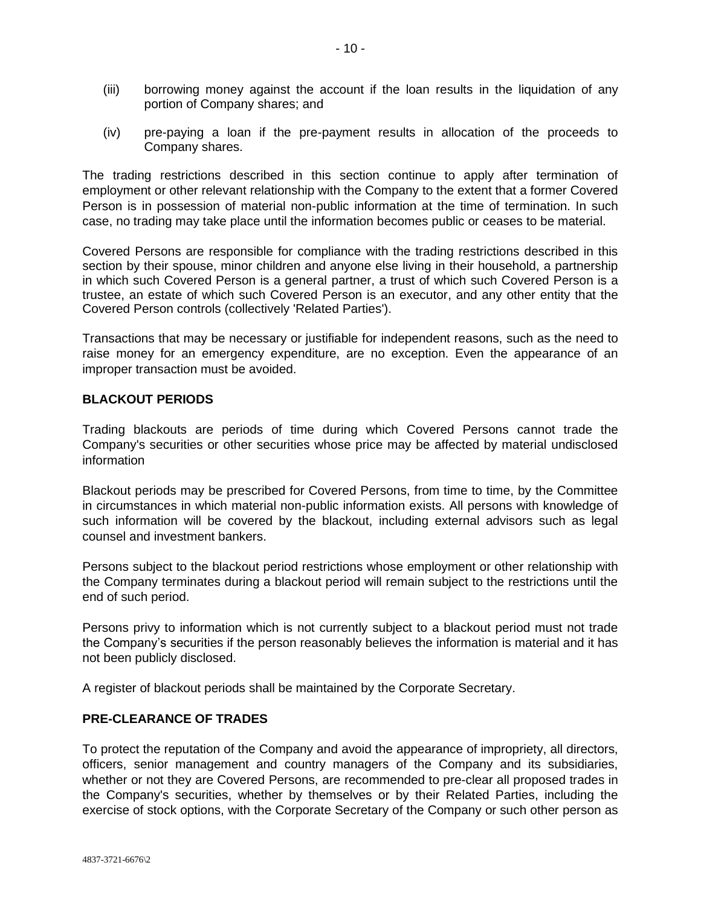(iii) borrowing money against the account if the loan results in the liquidation of any portion of Company shares; and

(iv) pre-paying a loan if the pre-payment results in allocation of the proceeds to Company shares.

The trading restrictions described in this section continue to apply after termination of employment or other relevant relationship with the Company to the extent that a former Covered Person is in possession of material non-public information at the time of termination. In such case, no trading may take place until the information becomes public or ceases to be material.

Covered Persons are responsible for compliance with the trading restrictions described in this section by their spouse, minor children and anyone else living in their household, a partnership in which such Covered Person is a general partner, a trust of which such Covered Person is a trustee, an estate of which such Covered Person is an executor, and any other entity that the Covered Person controls (collectively 'Related Parties').

Transactions that may be necessary or justifiable for independent reasons, such as the need to raise money for an emergency expenditure, are no exception. Even the appearance of an improper transaction must be avoided.

## BLACKOUT PERIODS

Trading blackouts are periods of time during which Covered Persons cannot trade the Company's securities or other securities whose price may be affected by material undisclosed information

Blackout periods may be prescribed for Covered Persons, from time to time, by the Committee in circumstances in which material non-public information exists. All persons with knowledge of such information will be covered by the blackout, including external advisors such as legal counsel and investment bankers.

Persons subject to the blackout period restrictions whose employment or other relationship with the Company terminates during a blackout period will remain subject to the restrictions until the end of such period.

Persons privy to information which is not currently subject to a blackout period must not trade the Company's securities if the person reasonably believes the information is material and it has not been publicly disclosed.

A register of blackout periods shall be maintained by the Corporate Secretary.

## PRE-CLEARANCE OF TRADES

To protect the reputation of the Company and avoid the appearance of impropriety, all directors, officers, senior management and country managers of the Company and its subsidiaries, whether or not they are Covered Persons, are recommended to pre-clear all proposed trades in the Company's securities, whether by themselves or by their Related Parties, including the exercise of stock options, with the Corporate Secretary of the Company or such other person as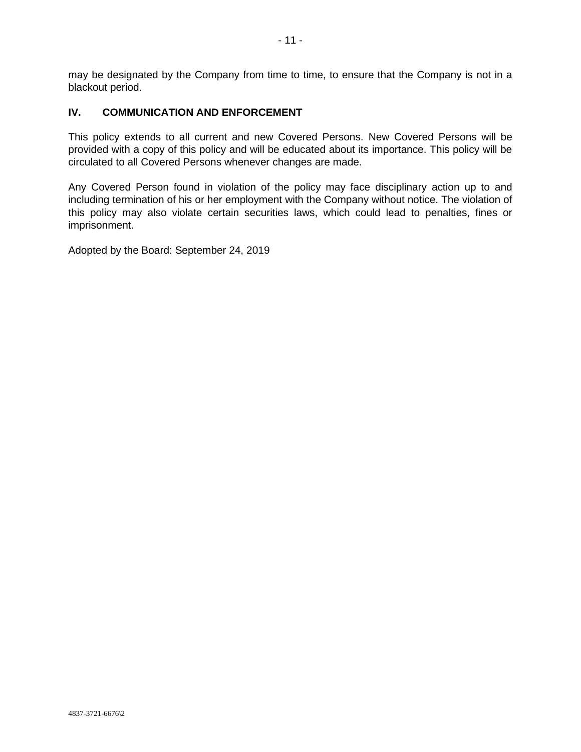may be designated by the Company from time to time, to ensure that the Company is not in a blackout period.

## IV. COMMUNICATION AND ENFORCEMENT

This policy extends to all current and new Covered Persons. New Covered Persons will be provided with a copy of this policy and will be educated about its importance. This policy will be circulated to all Covered Persons whenever changes are made.

Any Covered Person found in violation of the policy may face disciplinary action up to and including termination of his or her employment with the Company without notice. The violation of this policy may also violate certain securities laws, which could lead to penalties, fines or imprisonment.

Adopted by the Board: September 24, 2019